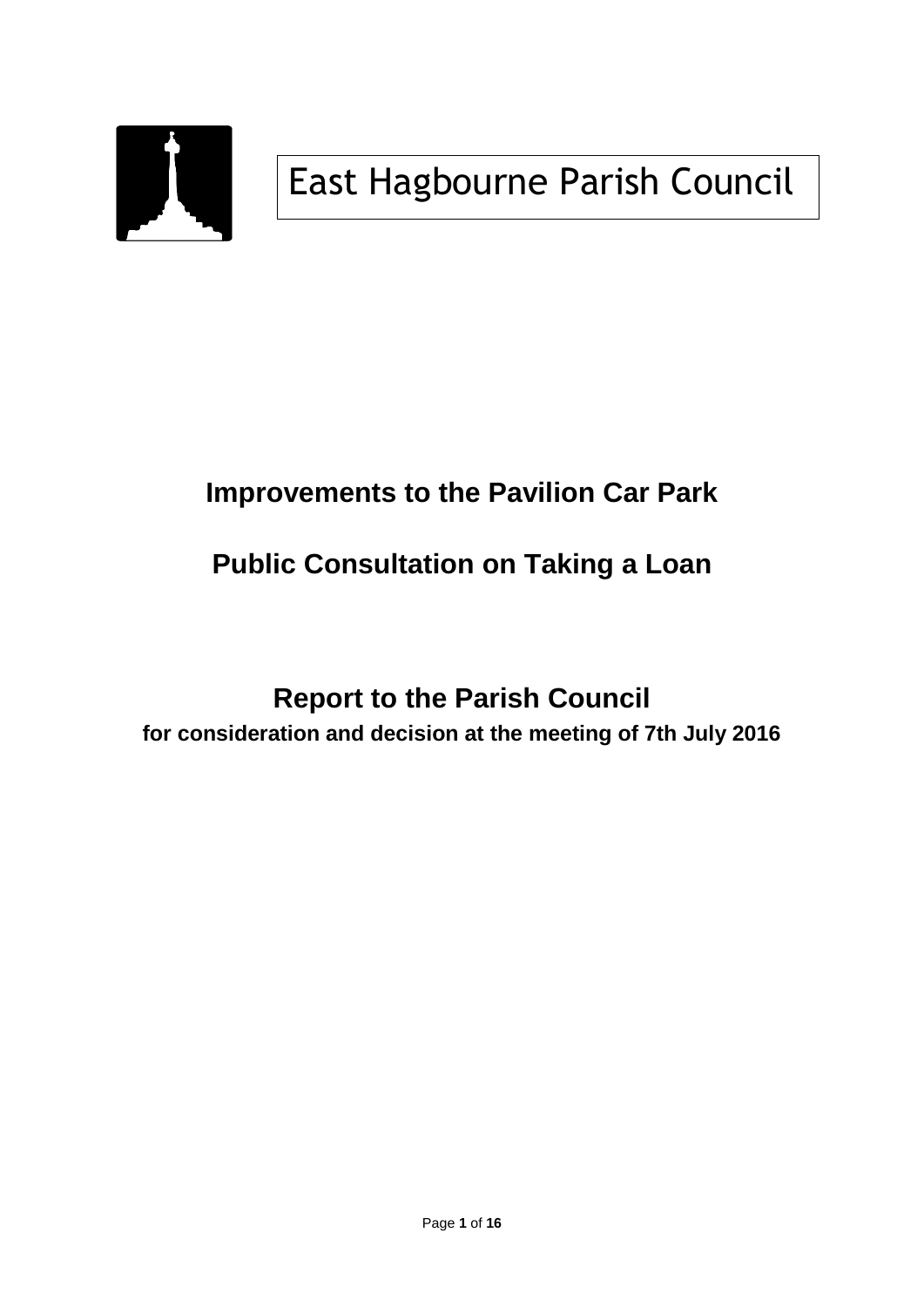# East Hagbourne Parish Council

## Improvements to the Pavilion Car Park

## Public Consultation on Taking a Loan

## Report to the Parish Council

**for consideration and decision at the meeting of 7th July 2016**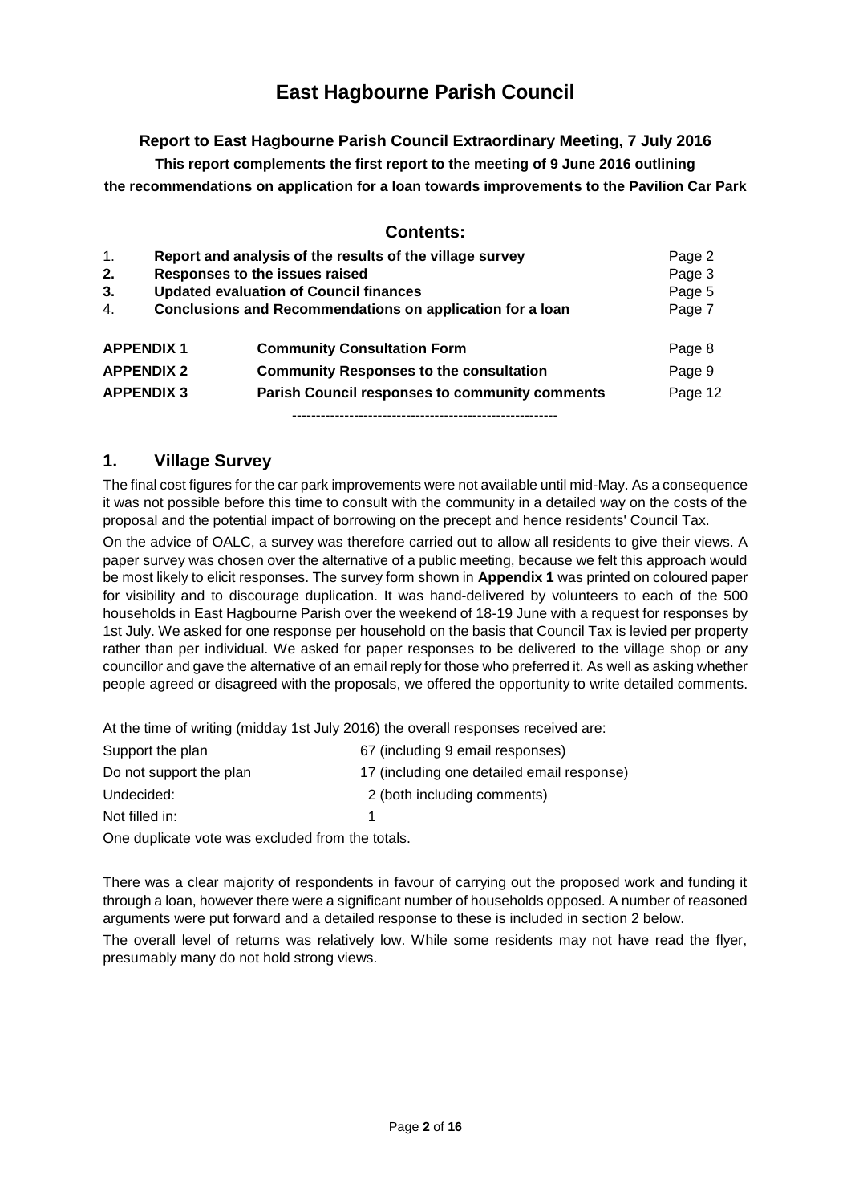# East Hagbourne Parish Council

**Report to East Hagbourne Parish Council Extraordinary Meeting, 7 July 2016**

**This report complements the first report to the meeting of 9 June 2016 outlining the recommendations on application for a loan towards improvements to the Pavilion Car Park**

## Contents:

| | | |
|---|---|---|
| 1. | **Report and analysis of the results of the village survey** | Page 2 |
| **2.** | **Responses to the issues raised** | Page 3 |
| **3.** | **Updated evaluation of Council finances** | Page 5 |
| 4. | **Conclusions and Recommendations on application for a loan** | Page 7 |
| **APPENDIX 1** | **Community Consultation Form** | Page 8 |
| **APPENDIX 2** | **Community Responses to the consultation** | Page 9 |
| **APPENDIX 3** | **Parish Council responses to community comments** | Page 12 |

---

## 1. Village Survey

The final cost figures for the car park improvements were not available until mid-May. As a consequence it was not possible before this time to consult with the community in a detailed way on the costs of the proposal and the potential impact of borrowing on the precept and hence residents' Council Tax.

On the advice of OALC, a survey was therefore carried out to allow all residents to give their views. A paper survey was chosen over the alternative of a public meeting, because we felt this approach would be most likely to elicit responses. The survey form shown in **Appendix 1** was printed on coloured paper for visibility and to discourage duplication. It was hand-delivered by volunteers to each of the 500 households in East Hagbourne Parish over the weekend of 18-19 June with a request for responses by 1st July. We asked for one response per household on the basis that Council Tax is levied per property rather than per individual. We asked for paper responses to be delivered to the village shop or any councillor and gave the alternative of an email reply for those who preferred it. As well as asking whether people agreed or disagreed with the proposals, we offered the opportunity to write detailed comments.

At the time of writing (midday 1st July 2016) the overall responses received are:

| | |
|---|---|
| Support the plan | 67 (including 9 email responses) |
| Do not support the plan | 17 (including one detailed email response) |
| Undecided: | 2 (both including comments) |
| Not filled in: | 1 |

One duplicate vote was excluded from the totals.

There was a clear majority of respondents in favour of carrying out the proposed work and funding it through a loan, however there were a significant number of households opposed. A number of reasoned arguments were put forward and a detailed response to these is included in section 2 below.

The overall level of returns was relatively low. While some residents may not have read the flyer, presumably many do not hold strong views.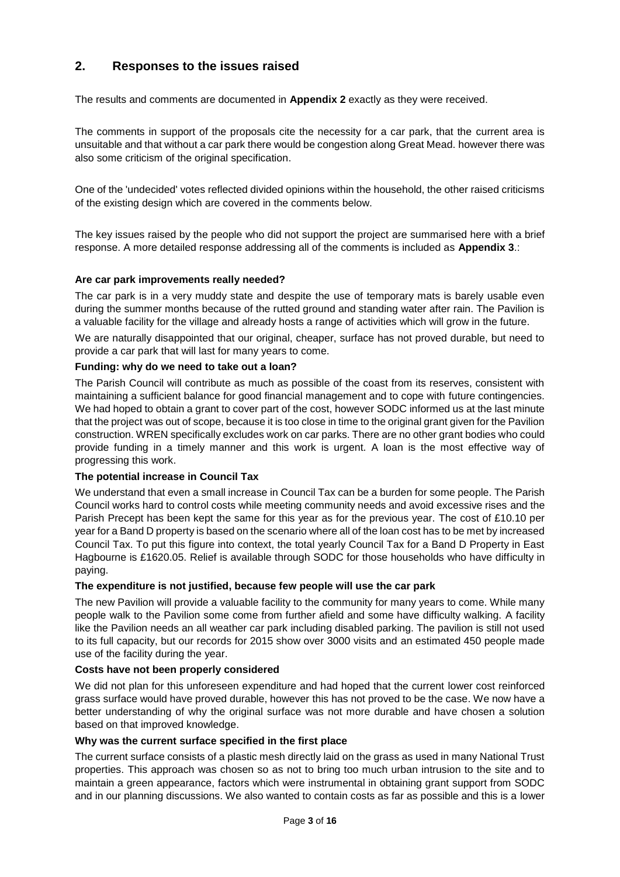## 2. Responses to the issues raised

The results and comments are documented in **Appendix 2** exactly as they were received.

The comments in support of the proposals cite the necessity for a car park, that the current area is unsuitable and that without a car park there would be congestion along Great Mead. however there was also some criticism of the original specification.

One of the 'undecided' votes reflected divided opinions within the household, the other raised criticisms of the existing design which are covered in the comments below.

The key issues raised by the people who did not support the project are summarised here with a brief response. A more detailed response addressing all of the comments is included as **Appendix 3**.:

**Are car park improvements really needed?**

The car park is in a very muddy state and despite the use of temporary mats is barely usable even during the summer months because of the rutted ground and standing water after rain. The Pavilion is a valuable facility for the village and already hosts a range of activities which will grow in the future.

We are naturally disappointed that our original, cheaper, surface has not proved durable, but need to provide a car park that will last for many years to come.

**Funding: why do we need to take out a loan?**

The Parish Council will contribute as much as possible of the coast from its reserves, consistent with maintaining a sufficient balance for good financial management and to cope with future contingencies. We had hoped to obtain a grant to cover part of the cost, however SODC informed us at the last minute that the project was out of scope, because it is too close in time to the original grant given for the Pavilion construction. WREN specifically excludes work on car parks. There are no other grant bodies who could provide funding in a timely manner and this work is urgent. A loan is the most effective way of progressing this work.

**The potential increase in Council Tax**

We understand that even a small increase in Council Tax can be a burden for some people. The Parish Council works hard to control costs while meeting community needs and avoid excessive rises and the Parish Precept has been kept the same for this year as for the previous year. The cost of £10.10 per year for a Band D property is based on the scenario where all of the loan cost has to be met by increased Council Tax. To put this figure into context, the total yearly Council Tax for a Band D Property in East Hagbourne is £1620.05. Relief is available through SODC for those households who have difficulty in paying.

**The expenditure is not justified, because few people will use the car park**

The new Pavilion will provide a valuable facility to the community for many years to come. While many people walk to the Pavilion some come from further afield and some have difficulty walking. A facility like the Pavilion needs an all weather car park including disabled parking. The pavilion is still not used to its full capacity, but our records for 2015 show over 3000 visits and an estimated 450 people made use of the facility during the year.

**Costs have not been properly considered**

We did not plan for this unforeseen expenditure and had hoped that the current lower cost reinforced grass surface would have proved durable, however this has not proved to be the case. We now have a better understanding of why the original surface was not more durable and have chosen a solution based on that improved knowledge.

**Why was the current surface specified in the first place**

The current surface consists of a plastic mesh directly laid on the grass as used in many National Trust properties. This approach was chosen so as not to bring too much urban intrusion to the site and to maintain a green appearance, factors which were instrumental in obtaining grant support from SODC and in our planning discussions. We also wanted to contain costs as far as possible and this is a lower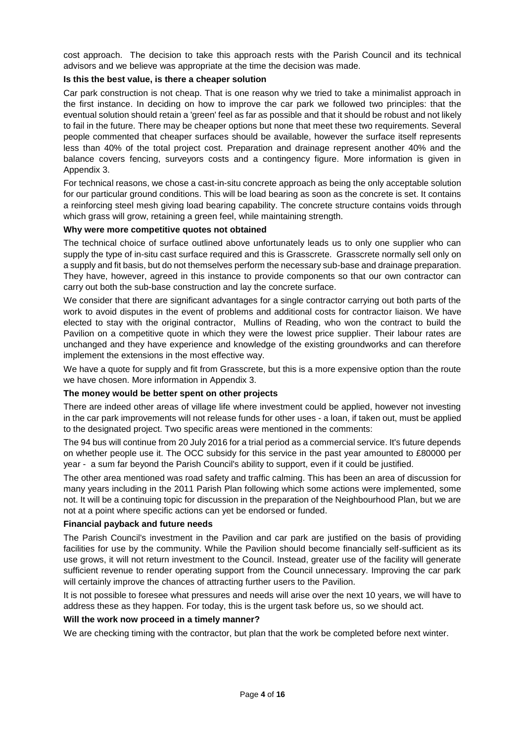cost approach. The decision to take this approach rests with the Parish Council and its technical advisors and we believe was appropriate at the time the decision was made.

**Is this the best value, is there a cheaper solution**

Car park construction is not cheap. That is one reason why we tried to take a minimalist approach in the first instance. In deciding on how to improve the car park we followed two principles: that the eventual solution should retain a 'green' feel as far as possible and that it should be robust and not likely to fail in the future. There may be cheaper options but none that meet these two requirements. Several people commented that cheaper surfaces should be available, however the surface itself represents less than 40% of the total project cost. Preparation and drainage represent another 40% and the balance covers fencing, surveyors costs and a contingency figure. More information is given in Appendix 3.

For technical reasons, we chose a cast-in-situ concrete approach as being the only acceptable solution for our particular ground conditions. This will be load bearing as soon as the concrete is set. It contains a reinforcing steel mesh giving load bearing capability. The concrete structure contains voids through which grass will grow, retaining a green feel, while maintaining strength.

**Why were more competitive quotes not obtained**

The technical choice of surface outlined above unfortunately leads us to only one supplier who can supply the type of in-situ cast surface required and this is Grasscrete. Grasscrete normally sell only on a supply and fit basis, but do not themselves perform the necessary sub-base and drainage preparation. They have, however, agreed in this instance to provide components so that our own contractor can carry out both the sub-base construction and lay the concrete surface.

We consider that there are significant advantages for a single contractor carrying out both parts of the work to avoid disputes in the event of problems and additional costs for contractor liaison. We have elected to stay with the original contractor, Mullins of Reading, who won the contract to build the Pavilion on a competitive quote in which they were the lowest price supplier. Their labour rates are unchanged and they have experience and knowledge of the existing groundworks and can therefore implement the extensions in the most effective way.

We have a quote for supply and fit from Grasscrete, but this is a more expensive option than the route we have chosen. More information in Appendix 3.

**The money would be better spent on other projects**

There are indeed other areas of village life where investment could be applied, however not investing in the car park improvements will not release funds for other uses - a loan, if taken out, must be applied to the designated project. Two specific areas were mentioned in the comments:

The 94 bus will continue from 20 July 2016 for a trial period as a commercial service. It's future depends on whether people use it. The OCC subsidy for this service in the past year amounted to £80000 per year - a sum far beyond the Parish Council's ability to support, even if it could be justified.

The other area mentioned was road safety and traffic calming. This has been an area of discussion for many years including in the 2011 Parish Plan following which some actions were implemented, some not. It will be a continuing topic for discussion in the preparation of the Neighbourhood Plan, but we are not at a point where specific actions can yet be endorsed or funded.

**Financial payback and future needs**

The Parish Council's investment in the Pavilion and car park are justified on the basis of providing facilities for use by the community. While the Pavilion should become financially self-sufficient as its use grows, it will not return investment to the Council. Instead, greater use of the facility will generate sufficient revenue to render operating support from the Council unnecessary. Improving the car park will certainly improve the chances of attracting further users to the Pavilion.

It is not possible to foresee what pressures and needs will arise over the next 10 years, we will have to address these as they happen. For today, this is the urgent task before us, so we should act.

**Will the work now proceed in a timely manner?**

We are checking timing with the contractor, but plan that the work be completed before next winter.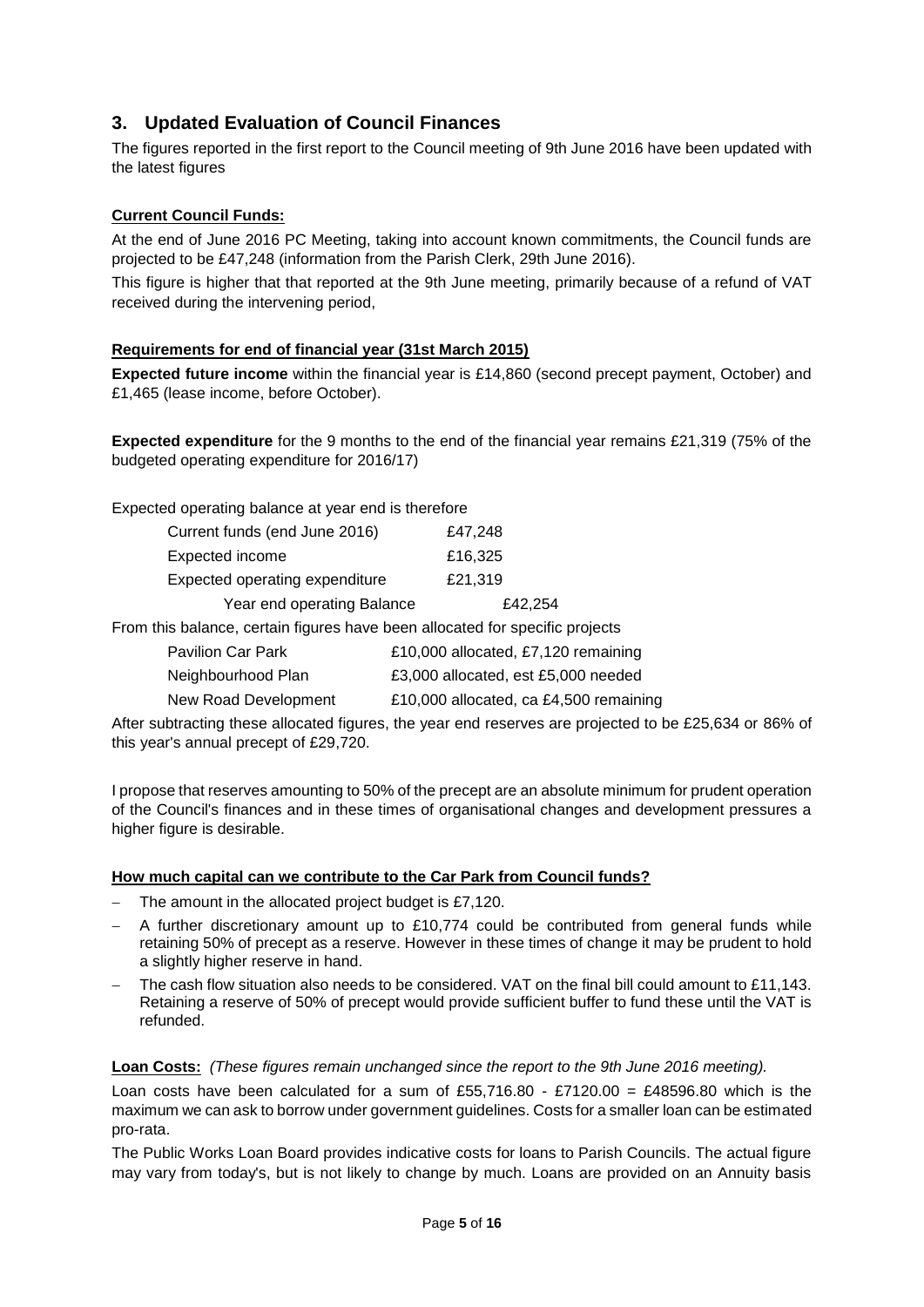## 3. Updated Evaluation of Council Finances

The figures reported in the first report to the Council meeting of 9th June 2016 have been updated with the latest figures

**Current Council Funds:**

At the end of June 2016 PC Meeting, taking into account known commitments, the Council funds are projected to be £47,248 (information from the Parish Clerk, 29th June 2016).

This figure is higher that that reported at the 9th June meeting, primarily because of a refund of VAT received during the intervening period,

**Requirements for end of financial year (31st March 2015)**

**Expected future income** within the financial year is £14,860 (second precept payment, October) and £1,465 (lease income, before October).

**Expected expenditure** for the 9 months to the end of the financial year remains £21,319 (75% of the budgeted operating expenditure for 2016/17)

Expected operating balance at year end is therefore

| | |
|---|---|
| Current funds (end June 2016) | £47,248 |
| Expected income | £16,325 |
| Expected operating expenditure | £21,319 |
| Year end operating Balance | £42,254 |

From this balance, certain figures have been allocated for specific projects

| | |
|---|---|
| Pavilion Car Park | £10,000 allocated, £7,120 remaining |
| Neighbourhood Plan | £3,000 allocated, est £5,000 needed |
| New Road Development | £10,000 allocated, ca £4,500 remaining |

After subtracting these allocated figures, the year end reserves are projected to be £25,634 or 86% of this year's annual precept of £29,720.

I propose that reserves amounting to 50% of the precept are an absolute minimum for prudent operation of the Council's finances and in these times of organisational changes and development pressures a higher figure is desirable.

**How much capital can we contribute to the Car Park from Council funds?**

- The amount in the allocated project budget is £7,120.
- A further discretionary amount up to £10,774 could be contributed from general funds while retaining 50% of precept as a reserve. However in these times of change it may be prudent to hold a slightly higher reserve in hand.
- The cash flow situation also needs to be considered. VAT on the final bill could amount to £11,143. Retaining a reserve of 50% of precept would provide sufficient buffer to fund these until the VAT is refunded.

**Loan Costs:** *(These figures remain unchanged since the report to the 9th June 2016 meeting).*

Loan costs have been calculated for a sum of £55,716.80 - £7120.00 = £48596.80 which is the maximum we can ask to borrow under government guidelines. Costs for a smaller loan can be estimated pro-rata.

The Public Works Loan Board provides indicative costs for loans to Parish Councils. The actual figure may vary from today's, but is not likely to change by much. Loans are provided on an Annuity basis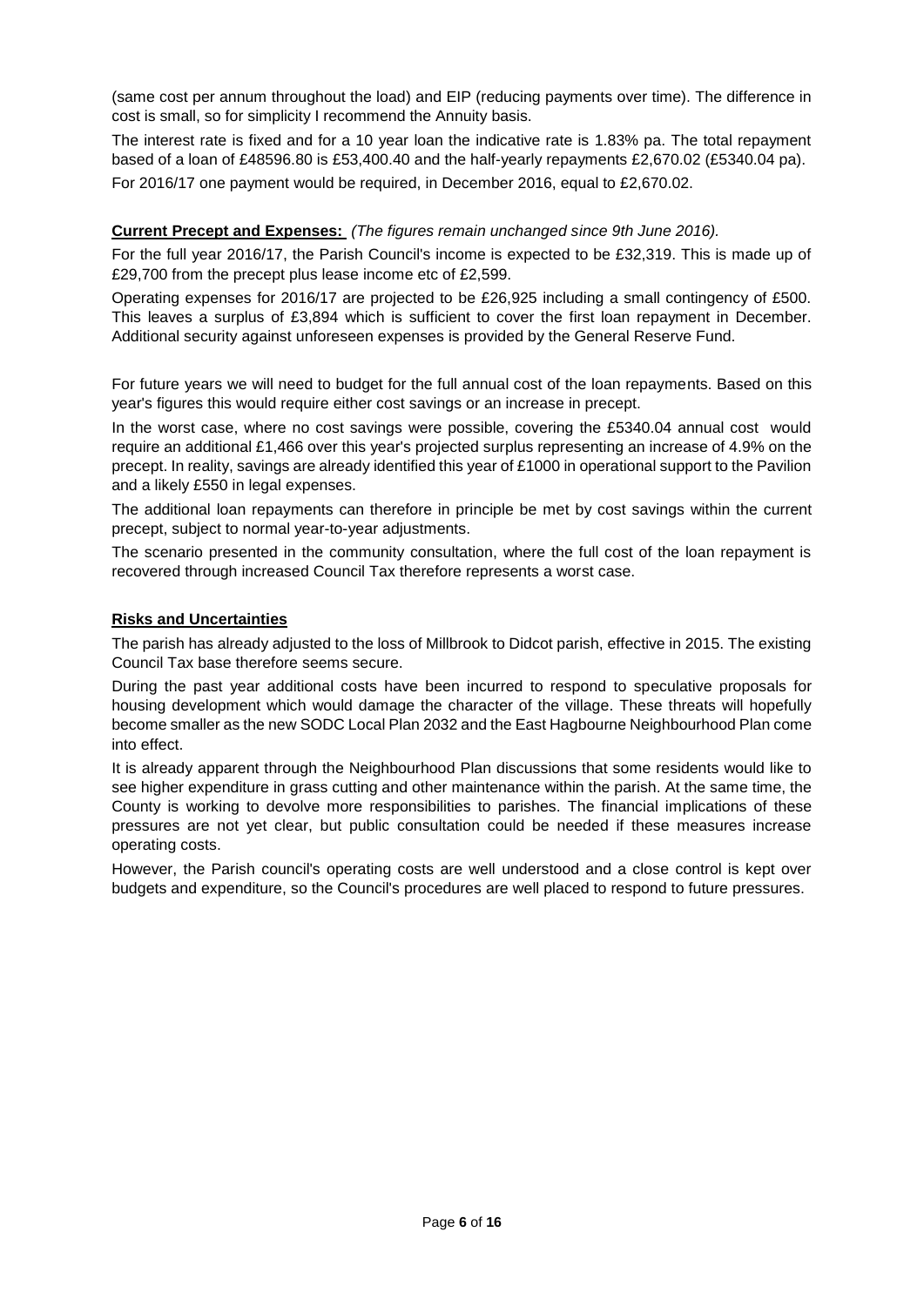(same cost per annum throughout the load) and EIP (reducing payments over time). The difference in cost is small, so for simplicity I recommend the Annuity basis.

The interest rate is fixed and for a 10 year loan the indicative rate is 1.83% pa. The total repayment based of a loan of £48596.80 is £53,400.40 and the half-yearly repayments £2,670.02 (£5340.04 pa).

For 2016/17 one payment would be required, in December 2016, equal to £2,670.02.

**Current Precept and Expenses:** *(The figures remain unchanged since 9th June 2016).*

For the full year 2016/17, the Parish Council's income is expected to be £32,319. This is made up of £29,700 from the precept plus lease income etc of £2,599.

Operating expenses for 2016/17 are projected to be £26,925 including a small contingency of £500. This leaves a surplus of £3,894 which is sufficient to cover the first loan repayment in December. Additional security against unforeseen expenses is provided by the General Reserve Fund.

For future years we will need to budget for the full annual cost of the loan repayments. Based on this year's figures this would require either cost savings or an increase in precept.

In the worst case, where no cost savings were possible, covering the £5340.04 annual cost would require an additional £1,466 over this year's projected surplus representing an increase of 4.9% on the precept. In reality, savings are already identified this year of £1000 in operational support to the Pavilion and a likely £550 in legal expenses.

The additional loan repayments can therefore in principle be met by cost savings within the current precept, subject to normal year-to-year adjustments.

The scenario presented in the community consultation, where the full cost of the loan repayment is recovered through increased Council Tax therefore represents a worst case.

**Risks and Uncertainties**

The parish has already adjusted to the loss of Millbrook to Didcot parish, effective in 2015. The existing Council Tax base therefore seems secure.

During the past year additional costs have been incurred to respond to speculative proposals for housing development which would damage the character of the village. These threats will hopefully become smaller as the new SODC Local Plan 2032 and the East Hagbourne Neighbourhood Plan come into effect.

It is already apparent through the Neighbourhood Plan discussions that some residents would like to see higher expenditure in grass cutting and other maintenance within the parish. At the same time, the County is working to devolve more responsibilities to parishes. The financial implications of these pressures are not yet clear, but public consultation could be needed if these measures increase operating costs.

However, the Parish council's operating costs are well understood and a close control is kept over budgets and expenditure, so the Council's procedures are well placed to respond to future pressures.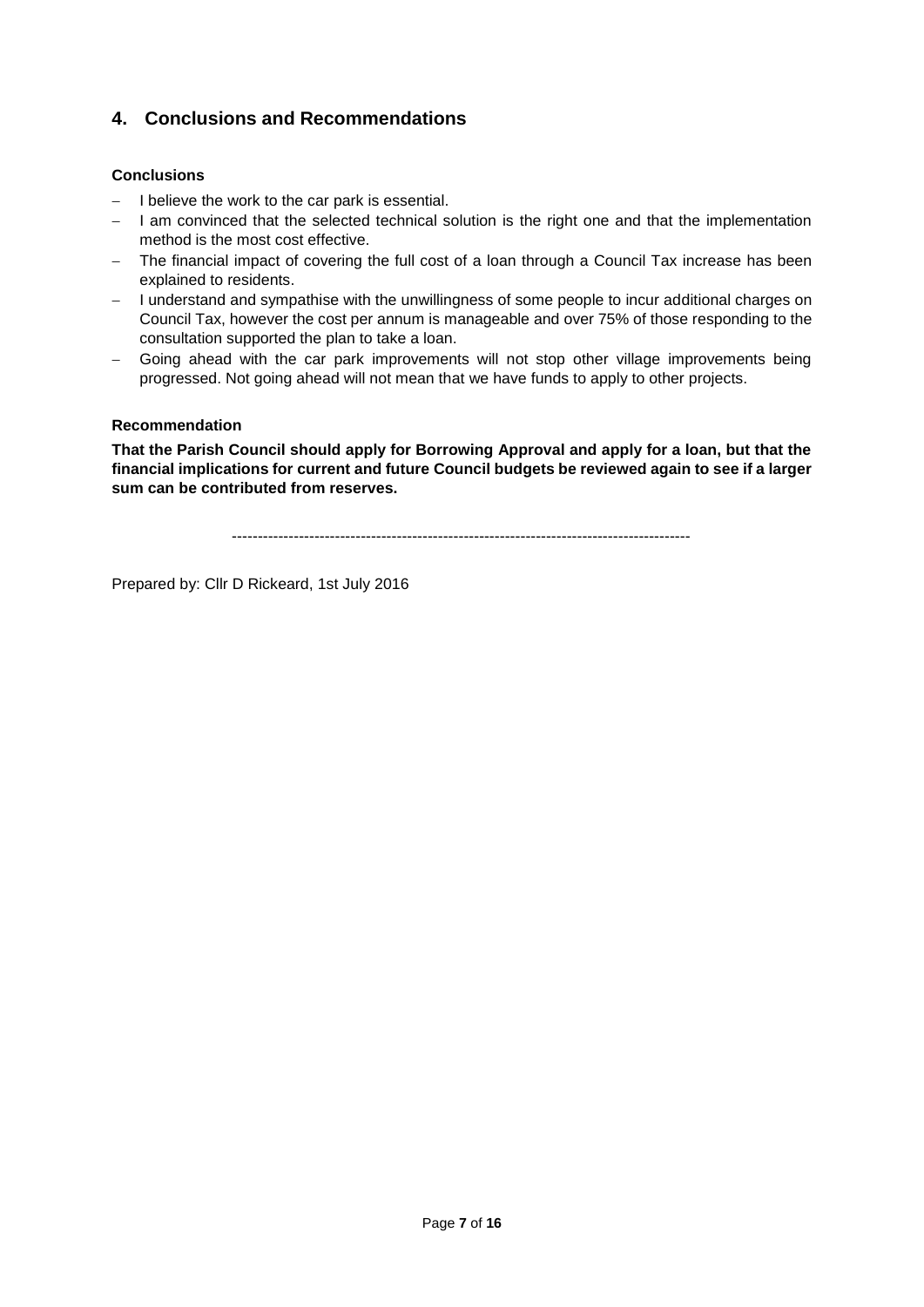## 4. Conclusions and Recommendations

**Conclusions**

- I believe the work to the car park is essential.
- I am convinced that the selected technical solution is the right one and that the implementation method is the most cost effective.
- The financial impact of covering the full cost of a loan through a Council Tax increase has been explained to residents.
- I understand and sympathise with the unwillingness of some people to incur additional charges on Council Tax, however the cost per annum is manageable and over 75% of those responding to the consultation supported the plan to take a loan.
- Going ahead with the car park improvements will not stop other village improvements being progressed. Not going ahead will not mean that we have funds to apply to other projects.

**Recommendation**

**That the Parish Council should apply for Borrowing Approval and apply for a loan, but that the financial implications for current and future Council budgets be reviewed again to see if a larger sum can be contributed from reserves.**

---

Prepared by: Cllr D Rickeard, 1st July 2016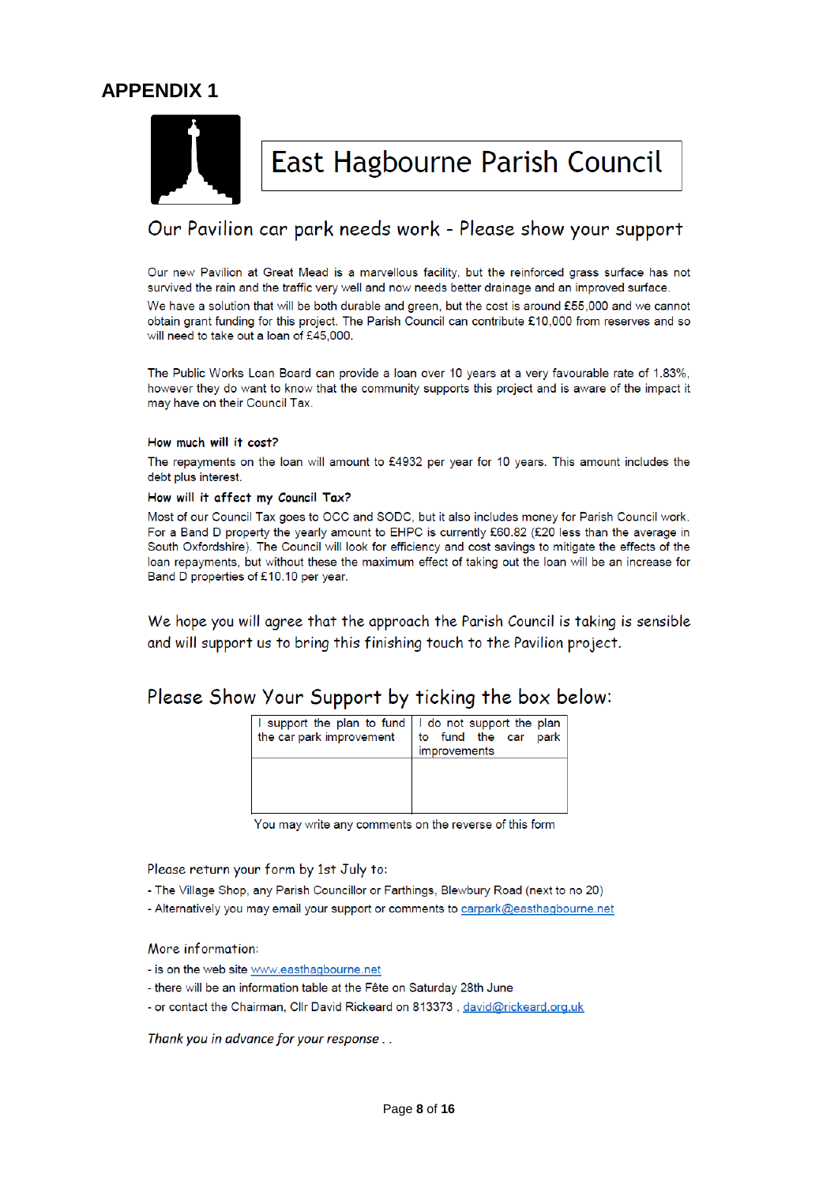# APPENDIX 1

## East Hagbourne Parish Council

### Our Pavilion car park needs work - Please show your support

Our new Pavilion at Great Mead is a marvellous facility, but the reinforced grass surface has not survived the rain and the traffic very well and now needs better drainage and an improved surface.

We have a solution that will be both durable and green, but the cost is around £55,000 and we cannot obtain grant funding for this project. The Parish Council can contribute £10,000 from reserves and so will need to take out a loan of £45,000.

The Public Works Loan Board can provide a loan over 10 years at a very favourable rate of 1.83%, however they do want to know that the community supports this project and is aware of the impact it may have on their Council Tax.

**How much will it cost?**

The repayments on the loan will amount to £4932 per year for 10 years. This amount includes the debt plus interest.

**How will it affect my Council Tax?**

Most of our Council Tax goes to OCC and SODC, but it also includes money for Parish Council work. For a Band D property the yearly amount to EHPC is currently £60.82 (£20 less than the average in South Oxfordshire). The Council will look for efficiency and cost savings to mitigate the effects of the loan repayments, but without these the maximum effect of taking out the loan will be an increase for Band D properties of £10.10 per year.

We hope you will agree that the approach the Parish Council is taking is sensible and will support us to bring this finishing touch to the Pavilion project.

### Please Show Your Support by ticking the box below:

| I support the plan to fund the car park improvement | I do not support the plan to fund the car park improvements |
|---|---|
| | |

You may write any comments on the reverse of this form

Please return your form by 1st July to:

- The Village Shop, any Parish Councillor or Farthings, Blewbury Road (next to no 20)
- Alternatively you may email your support or comments to carpark@easthagbourne.net

More information:

- is on the web site www.easthagbourne.net
- there will be an information table at the Fête on Saturday 28th June
- or contact the Chairman, Cllr David Rickeard on 813373 , david@rickeard.org.uk

*Thank you in advance for your response . .*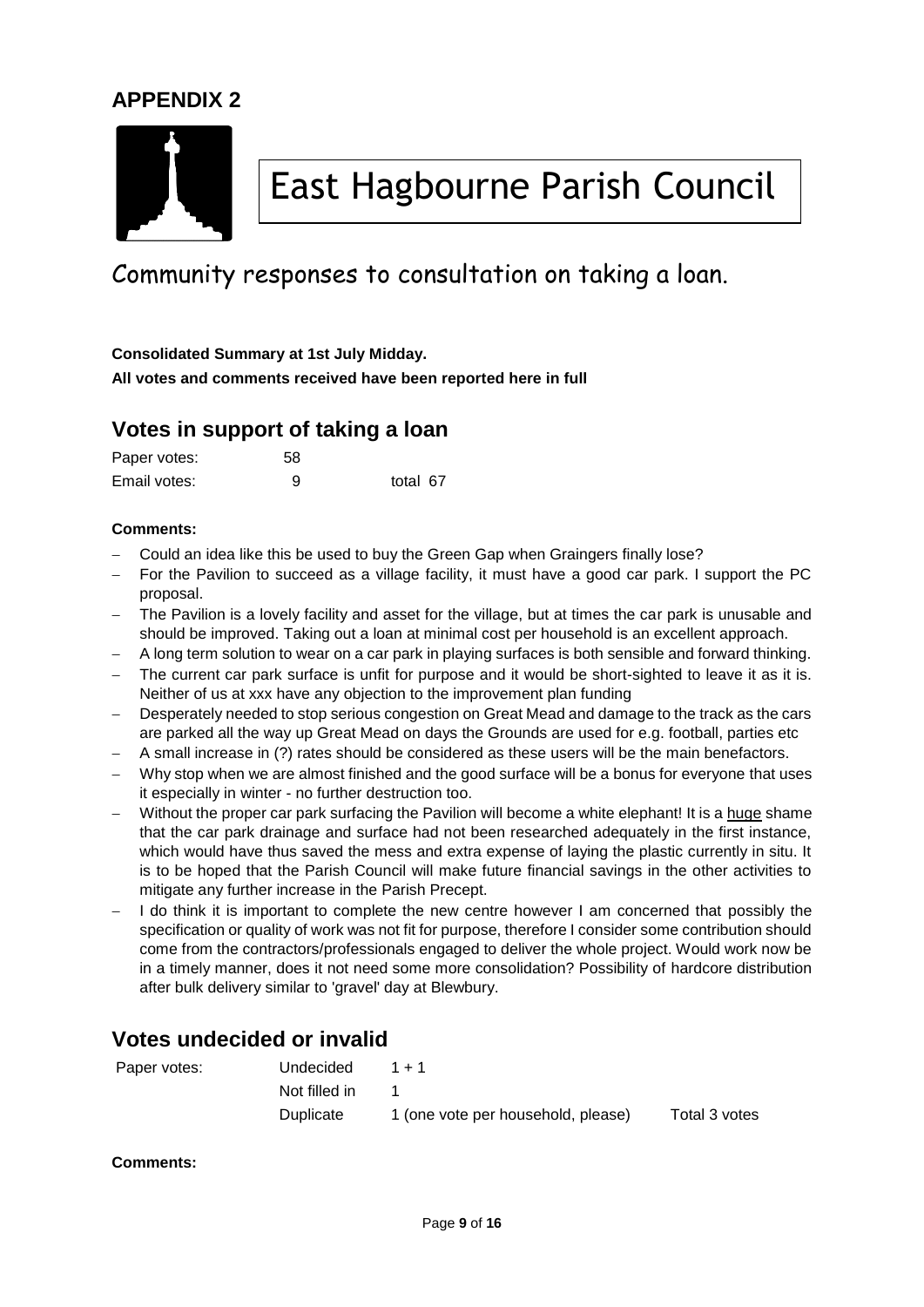## APPENDIX 2

# East Hagbourne Parish Council

## Community responses to consultation on taking a loan.

**Consolidated Summary at 1st July Midday.**

**All votes and comments received have been reported here in full**

## Votes in support of taking a loan

| | | |
|---|---|---|
| Paper votes: | 58 | |
| Email votes: | 9 | total 67 |

**Comments:**

- Could an idea like this be used to buy the Green Gap when Graingers finally lose?
- For the Pavilion to succeed as a village facility, it must have a good car park. I support the PC proposal.
- The Pavilion is a lovely facility and asset for the village, but at times the car park is unusable and should be improved. Taking out a loan at minimal cost per household is an excellent approach.
- A long term solution to wear on a car park in playing surfaces is both sensible and forward thinking.
- The current car park surface is unfit for purpose and it would be short-sighted to leave it as it is. Neither of us at xxx have any objection to the improvement plan funding
- Desperately needed to stop serious congestion on Great Mead and damage to the track as the cars are parked all the way up Great Mead on days the Grounds are used for e.g. football, parties etc
- A small increase in (?) rates should be considered as these users will be the main benefactors.
- Why stop when we are almost finished and the good surface will be a bonus for everyone that uses it especially in winter - no further destruction too.
- Without the proper car park surfacing the Pavilion will become a white elephant! It is a <u>huge</u> shame that the car park drainage and surface had not been researched adequately in the first instance, which would have thus saved the mess and extra expense of laying the plastic currently in situ. It is to be hoped that the Parish Council will make future financial savings in the other activities to mitigate any further increase in the Parish Precept.
- I do think it is important to complete the new centre however I am concerned that possibly the specification or quality of work was not fit for purpose, therefore I consider some contribution should come from the contractors/professionals engaged to deliver the whole project. Would work now be in a timely manner, does it not need some more consolidation? Possibility of hardcore distribution after bulk delivery similar to 'gravel' day at Blewbury.

## Votes undecided or invalid

| | | | |
|---|---|---|---|
| Paper votes: | Undecided | 1 + 1 | |
| | Not filled in | 1 | |
| | Duplicate | 1 (one vote per household, please) | Total 3 votes |

**Comments:**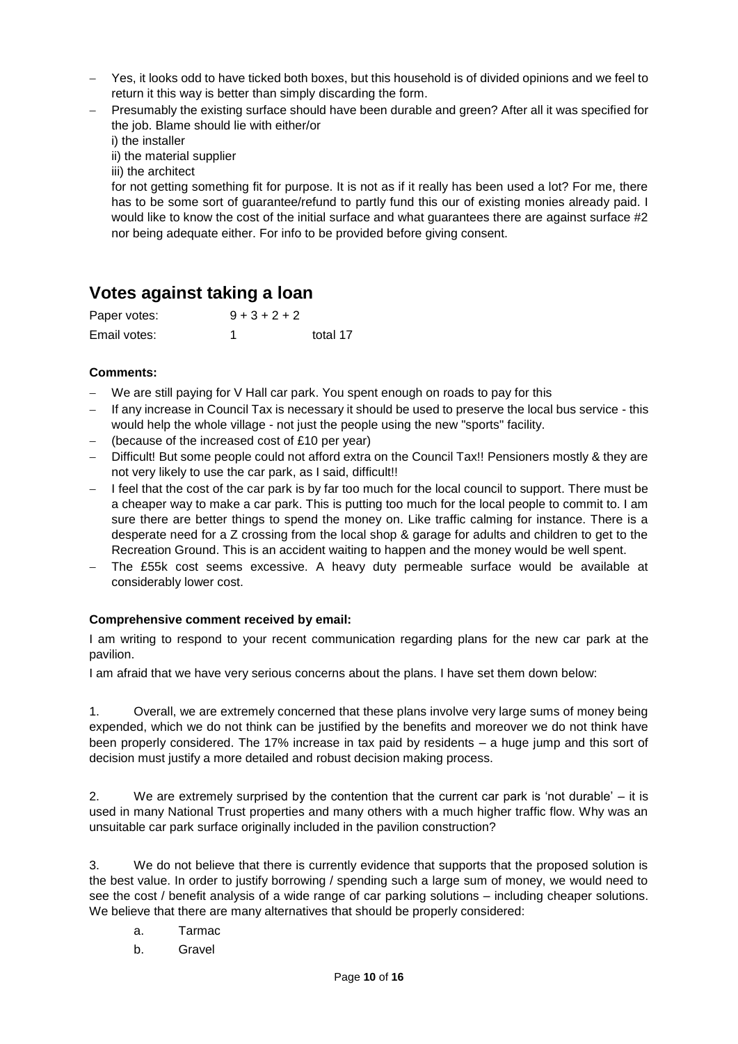- Yes, it looks odd to have ticked both boxes, but this household is of divided opinions and we feel to return it this way is better than simply discarding the form.
- Presumably the existing surface should have been durable and green? After all it was specified for the job. Blame should lie with either/or
  i) the installer
  ii) the material supplier
  iii) the architect
  for not getting something fit for purpose. It is not as if it really has been used a lot? For me, there has to be some sort of guarantee/refund to partly fund this our of existing monies already paid. I would like to know the cost of the initial surface and what guarantees there are against surface #2 nor being adequate either. For info to be provided before giving consent.

## Votes against taking a loan

| | | |
|---|---|---|
| Paper votes: | 9 + 3 + 2 + 2 | |
| Email votes: | 1 | total 17 |

**Comments:**

- We are still paying for V Hall car park. You spent enough on roads to pay for this
- If any increase in Council Tax is necessary it should be used to preserve the local bus service - this would help the whole village - not just the people using the new "sports" facility.
- (because of the increased cost of £10 per year)
- Difficult! But some people could not afford extra on the Council Tax!! Pensioners mostly & they are not very likely to use the car park, as I said, difficult!!
- I feel that the cost of the car park is by far too much for the local council to support. There must be a cheaper way to make a car park. This is putting too much for the local people to commit to. I am sure there are better things to spend the money on. Like traffic calming for instance. There is a desperate need for a Z crossing from the local shop & garage for adults and children to get to the Recreation Ground. This is an accident waiting to happen and the money would be well spent.
- The £55k cost seems excessive. A heavy duty permeable surface would be available at considerably lower cost.

**Comprehensive comment received by email:**

I am writing to respond to your recent communication regarding plans for the new car park at the pavilion.

I am afraid that we have very serious concerns about the plans. I have set them down below:

1. Overall, we are extremely concerned that these plans involve very large sums of money being expended, which we do not think can be justified by the benefits and moreover we do not think have been properly considered. The 17% increase in tax paid by residents – a huge jump and this sort of decision must justify a more detailed and robust decision making process.

2. We are extremely surprised by the contention that the current car park is 'not durable' – it is used in many National Trust properties and many others with a much higher traffic flow. Why was an unsuitable car park surface originally included in the pavilion construction?

3. We do not believe that there is currently evidence that supports that the proposed solution is the best value. In order to justify borrowing / spending such a large sum of money, we would need to see the cost / benefit analysis of a wide range of car parking solutions – including cheaper solutions. We believe that there are many alternatives that should be properly considered:

    a. Tarmac
    b. Gravel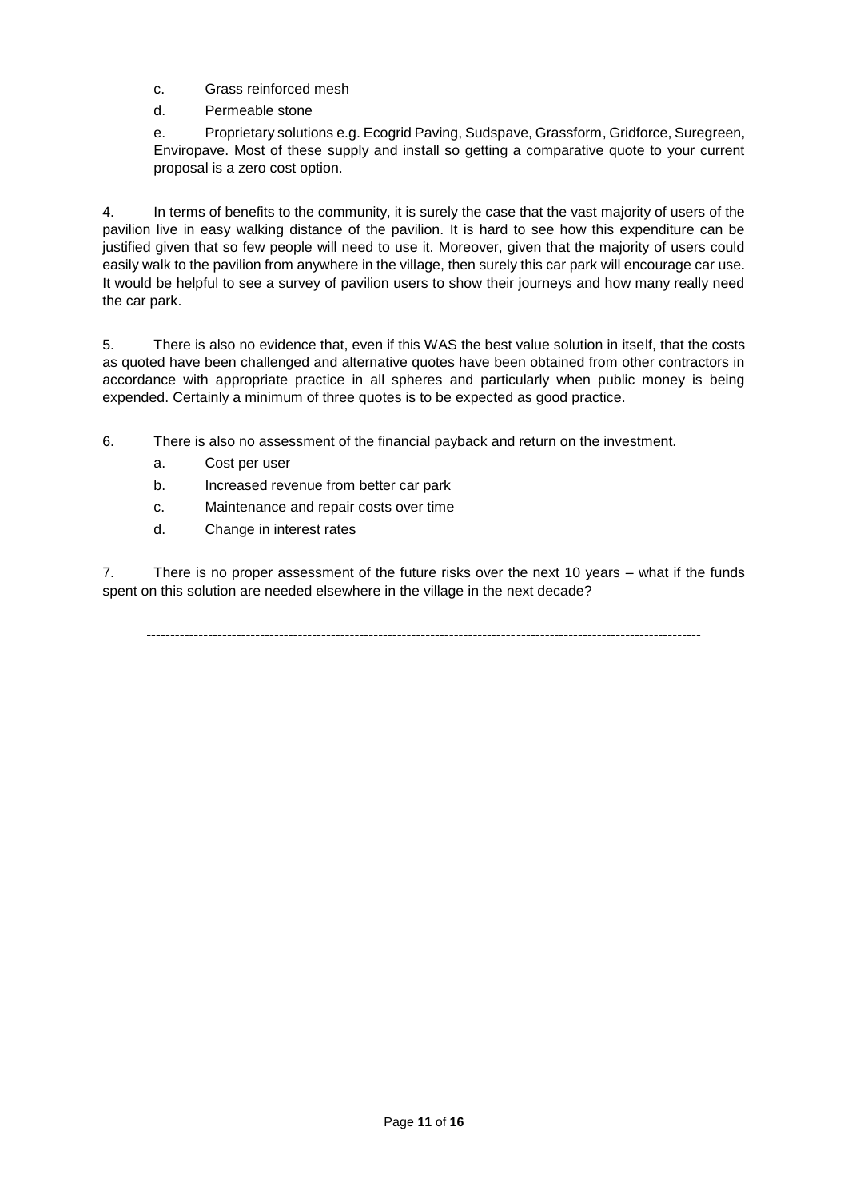c. Grass reinforced mesh

d. Permeable stone

e. Proprietary solutions e.g. Ecogrid Paving, Sudspave, Grassform, Gridforce, Suregreen, Enviropave. Most of these supply and install so getting a comparative quote to your current proposal is a zero cost option.

4. In terms of benefits to the community, it is surely the case that the vast majority of users of the pavilion live in easy walking distance of the pavilion. It is hard to see how this expenditure can be justified given that so few people will need to use it. Moreover, given that the majority of users could easily walk to the pavilion from anywhere in the village, then surely this car park will encourage car use. It would be helpful to see a survey of pavilion users to show their journeys and how many really need the car park.

5. There is also no evidence that, even if this WAS the best value solution in itself, that the costs as quoted have been challenged and alternative quotes have been obtained from other contractors in accordance with appropriate practice in all spheres and particularly when public money is being expended. Certainly a minimum of three quotes is to be expected as good practice.

6. There is also no assessment of the financial payback and return on the investment.

a. Cost per user

b. Increased revenue from better car park

c. Maintenance and repair costs over time

d. Change in interest rates

7. There is no proper assessment of the future risks over the next 10 years – what if the funds spent on this solution are needed elsewhere in the village in the next decade?

---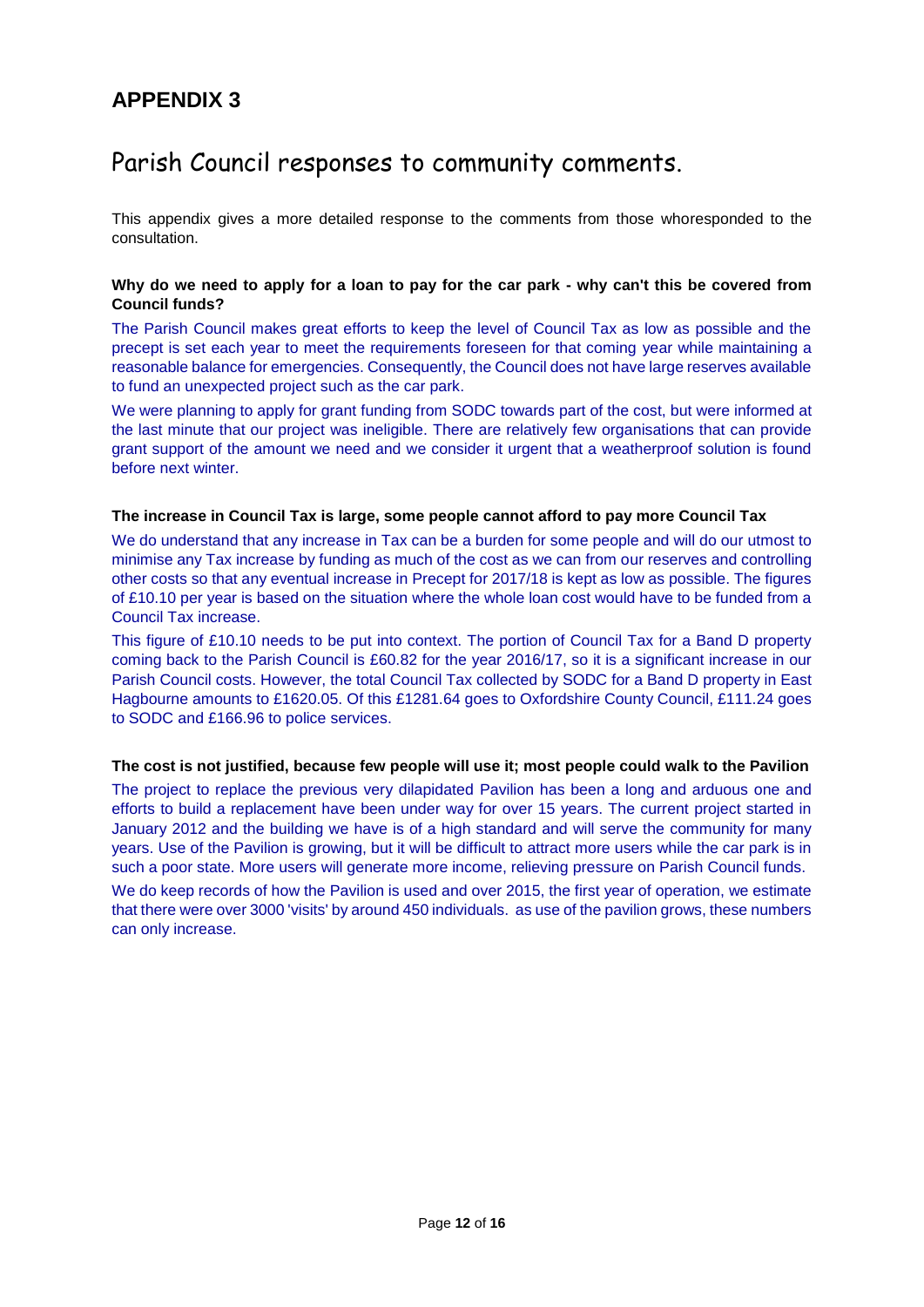## APPENDIX 3

# Parish Council responses to community comments.

This appendix gives a more detailed response to the comments from those whoresponded to the consultation.

**Why do we need to apply for a loan to pay for the car park - why can't this be covered from Council funds?**

The Parish Council makes great efforts to keep the level of Council Tax as low as possible and the precept is set each year to meet the requirements foreseen for that coming year while maintaining a reasonable balance for emergencies. Consequently, the Council does not have large reserves available to fund an unexpected project such as the car park.

We were planning to apply for grant funding from SODC towards part of the cost, but were informed at the last minute that our project was ineligible. There are relatively few organisations that can provide grant support of the amount we need and we consider it urgent that a weatherproof solution is found before next winter.

**The increase in Council Tax is large, some people cannot afford to pay more Council Tax**

We do understand that any increase in Tax can be a burden for some people and will do our utmost to minimise any Tax increase by funding as much of the cost as we can from our reserves and controlling other costs so that any eventual increase in Precept for 2017/18 is kept as low as possible. The figures of £10.10 per year is based on the situation where the whole loan cost would have to be funded from a Council Tax increase.

This figure of £10.10 needs to be put into context. The portion of Council Tax for a Band D property coming back to the Parish Council is £60.82 for the year 2016/17, so it is a significant increase in our Parish Council costs. However, the total Council Tax collected by SODC for a Band D property in East Hagbourne amounts to £1620.05. Of this £1281.64 goes to Oxfordshire County Council, £111.24 goes to SODC and £166.96 to police services.

**The cost is not justified, because few people will use it; most people could walk to the Pavilion**

The project to replace the previous very dilapidated Pavilion has been a long and arduous one and efforts to build a replacement have been under way for over 15 years. The current project started in January 2012 and the building we have is of a high standard and will serve the community for many years. Use of the Pavilion is growing, but it will be difficult to attract more users while the car park is in such a poor state. More users will generate more income, relieving pressure on Parish Council funds.

We do keep records of how the Pavilion is used and over 2015, the first year of operation, we estimate that there were over 3000 'visits' by around 450 individuals. as use of the pavilion grows, these numbers can only increase.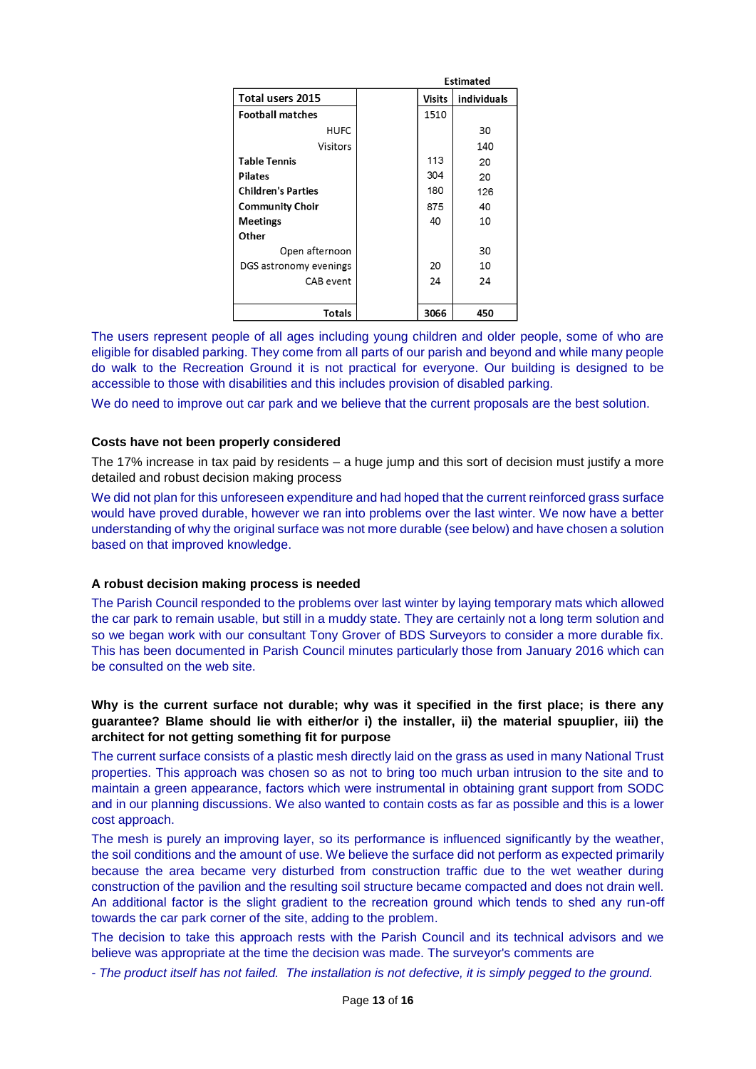| Total users 2015 | | Visits | Estimated individuals |
|---|---|---|---|
| **Football matches** | | 1510 | |
| HUFC | | | 30 |
| Visitors | | | 140 |
| **Table Tennis** | | 113 | 20 |
| **Pilates** | | 304 | 20 |
| **Children's Parties** | | 180 | 126 |
| **Community Choir** | | 875 | 40 |
| **Meetings** | | 40 | 10 |
| **Other** | | | |
| Open afternoon | | | 30 |
| DGS astronomy evenings | | 20 | 10 |
| CAB event | | 24 | 24 |
| **Totals** | | **3066** | **450** |

The users represent people of all ages including young children and older people, some of who are eligible for disabled parking. They come from all parts of our parish and beyond and while many people do walk to the Recreation Ground it is not practical for everyone. Our building is designed to be accessible to those with disabilities and this includes provision of disabled parking.

We do need to improve out car park and we believe that the current proposals are the best solution.

**Costs have not been properly considered**

The 17% increase in tax paid by residents – a huge jump and this sort of decision must justify a more detailed and robust decision making process

We did not plan for this unforeseen expenditure and had hoped that the current reinforced grass surface would have proved durable, however we ran into problems over the last winter. We now have a better understanding of why the original surface was not more durable (see below) and have chosen a solution based on that improved knowledge.

**A robust decision making process is needed**

The Parish Council responded to the problems over last winter by laying temporary mats which allowed the car park to remain usable, but still in a muddy state. They are certainly not a long term solution and so we began work with our consultant Tony Grover of BDS Surveyors to consider a more durable fix. This has been documented in Parish Council minutes particularly those from January 2016 which can be consulted on the web site.

**Why is the current surface not durable; why was it specified in the first place; is there any guarantee? Blame should lie with either/or i) the installer, ii) the material spuuplier, iii) the architect for not getting something fit for purpose**

The current surface consists of a plastic mesh directly laid on the grass as used in many National Trust properties. This approach was chosen so as not to bring too much urban intrusion to the site and to maintain a green appearance, factors which were instrumental in obtaining grant support from SODC and in our planning discussions. We also wanted to contain costs as far as possible and this is a lower cost approach.

The mesh is purely an improving layer, so its performance is influenced significantly by the weather, the soil conditions and the amount of use. We believe the surface did not perform as expected primarily because the area became very disturbed from construction traffic due to the wet weather during construction of the pavilion and the resulting soil structure became compacted and does not drain well. An additional factor is the slight gradient to the recreation ground which tends to shed any run-off towards the car park corner of the site, adding to the problem.

The decision to take this approach rests with the Parish Council and its technical advisors and we believe was appropriate at the time the decision was made. The surveyor's comments are

*- The product itself has not failed. The installation is not defective, it is simply pegged to the ground.*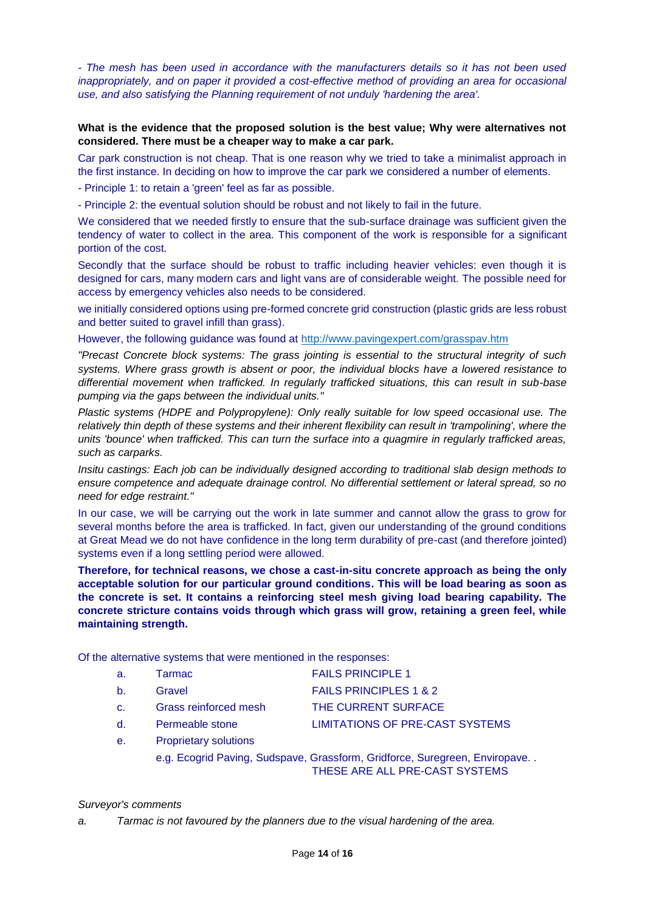*- The mesh has been used in accordance with the manufacturers details so it has not been used inappropriately, and on paper it provided a cost-effective method of providing an area for occasional use, and also satisfying the Planning requirement of not unduly 'hardening the area'.*

**What is the evidence that the proposed solution is the best value; Why were alternatives not considered. There must be a cheaper way to make a car park.**

Car park construction is not cheap. That is one reason why we tried to take a minimalist approach in the first instance. In deciding on how to improve the car park we considered a number of elements.

- Principle 1: to retain a 'green' feel as far as possible.

- Principle 2: the eventual solution should be robust and not likely to fail in the future.

We considered that we needed firstly to ensure that the sub-surface drainage was sufficient given the tendency of water to collect in the area. This component of the work is responsible for a significant portion of the cost.

Secondly that the surface should be robust to traffic including heavier vehicles: even though it is designed for cars, many modern cars and light vans are of considerable weight. The possible need for access by emergency vehicles also needs to be considered.

we initially considered options using pre-formed concrete grid construction (plastic grids are less robust and better suited to gravel infill than grass).

However, the following guidance was found at [http://www.pavingexpert.com/grasspav.htm](http://www.pavingexpert.com/grasspav.htm)

*"Precast Concrete block systems: The grass jointing is essential to the structural integrity of such systems. Where grass growth is absent or poor, the individual blocks have a lowered resistance to differential movement when trafficked. In regularly trafficked situations, this can result in sub-base pumping via the gaps between the individual units."*

*Plastic systems (HDPE and Polypropylene): Only really suitable for low speed occasional use. The relatively thin depth of these systems and their inherent flexibility can result in 'trampolining', where the units 'bounce' when trafficked. This can turn the surface into a quagmire in regularly trafficked areas, such as carparks.*

*Insitu castings: Each job can be individually designed according to traditional slab design methods to ensure competence and adequate drainage control. No differential settlement or lateral spread, so no need for edge restraint."*

In our case, we will be carrying out the work in late summer and cannot allow the grass to grow for several months before the area is trafficked. In fact, given our understanding of the ground conditions at Great Mead we do not have confidence in the long term durability of pre-cast (and therefore jointed) systems even if a long settling period were allowed.

**Therefore, for technical reasons, we chose a cast-in-situ concrete approach as being the only acceptable solution for our particular ground conditions. This will be load bearing as soon as the concrete is set. It contains a reinforcing steel mesh giving load bearing capability. The concrete stricture contains voids through which grass will grow, retaining a green feel, while maintaining strength.**

Of the alternative systems that were mentioned in the responses:

| | | |
|---|---|---|
| a. | Tarmac | FAILS PRINCIPLE 1 |
| b. | Gravel | FAILS PRINCIPLES 1 & 2 |
| c. | Grass reinforced mesh | THE CURRENT SURFACE |
| d. | Permeable stone | LIMITATIONS OF PRE-CAST SYSTEMS |
| e. | Proprietary solutions | |
| | e.g. Ecogrid Paving, Sudspave, Grassform, Gridforce, Suregreen, Enviropave. . | THESE ARE ALL PRE-CAST SYSTEMS |

*Surveyor's comments*

*a. Tarmac is not favoured by the planners due to the visual hardening of the area.*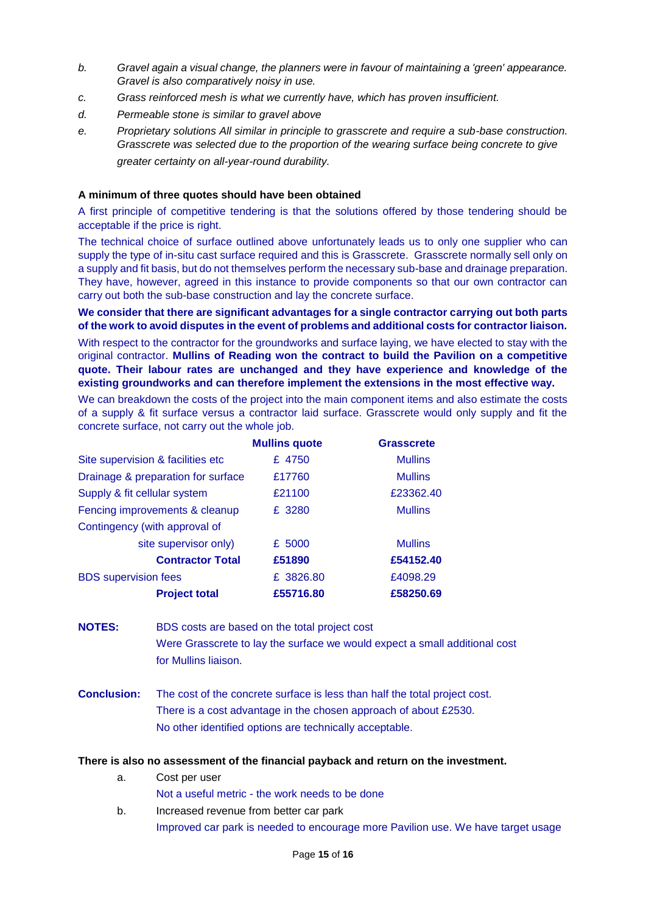b. *Gravel again a visual change, the planners were in favour of maintaining a 'green' appearance. Gravel is also comparatively noisy in use.*

c. *Grass reinforced mesh is what we currently have, which has proven insufficient.*

d. *Permeable stone is similar to gravel above*

e. *Proprietary solutions All similar in principle to grasscrete and require a sub-base construction. Grasscrete was selected due to the proportion of the wearing surface being concrete to give greater certainty on all-year-round durability.*

**A minimum of three quotes should have been obtained**

A first principle of competitive tendering is that the solutions offered by those tendering should be acceptable if the price is right.

The technical choice of surface outlined above unfortunately leads us to only one supplier who can supply the type of in-situ cast surface required and this is Grasscrete. Grasscrete normally sell only on a supply and fit basis, but do not themselves perform the necessary sub-base and drainage preparation. They have, however, agreed in this instance to provide components so that our own contractor can carry out both the sub-base construction and lay the concrete surface.

**We consider that there are significant advantages for a single contractor carrying out both parts of the work to avoid disputes in the event of problems and additional costs for contractor liaison.**

With respect to the contractor for the groundworks and surface laying, we have elected to stay with the original contractor. **Mullins of Reading won the contract to build the Pavilion on a competitive quote. Their labour rates are unchanged and they have experience and knowledge of the existing groundworks and can therefore implement the extensions in the most effective way.**

We can breakdown the costs of the project into the main component items and also estimate the costs of a supply & fit surface versus a contractor laid surface. Grasscrete would only supply and fit the concrete surface, not carry out the whole job.

| | **Mullins quote** | **Grasscrete** |
|---|---|---|
| Site supervision & facilities etc | £ 4750 | Mullins |
| Drainage & preparation for surface | £17760 | Mullins |
| Supply & fit cellular system | £21100 | £23362.40 |
| Fencing improvements & cleanup | £ 3280 | Mullins |
| Contingency (with approval of site supervisor only) | £ 5000 | Mullins |
| **Contractor Total** | **£51890** | **£54152.40** |
| BDS supervision fees | £ 3826.80 | £4098.29 |
| **Project total** | **£55716.80** | **£58250.69** |

**NOTES:** BDS costs are based on the total project cost

Were Grasscrete to lay the surface we would expect a small additional cost for Mullins liaison.

**Conclusion:** The cost of the concrete surface is less than half the total project cost.

There is a cost advantage in the chosen approach of about £2530.

No other identified options are technically acceptable.

**There is also no assessment of the financial payback and return on the investment.**

a. Cost per user

Not a useful metric - the work needs to be done

b. Increased revenue from better car park

Improved car park is needed to encourage more Pavilion use. We have target usage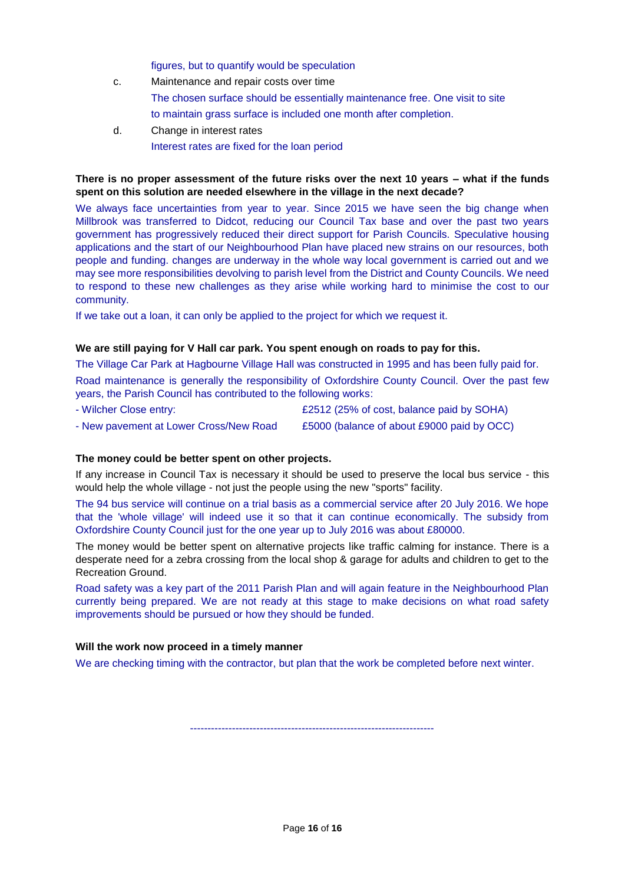figures, but to quantify would be speculation

c. Maintenance and repair costs over time

   The chosen surface should be essentially maintenance free. One visit to site to maintain grass surface is included one month after completion.

d. Change in interest rates

   Interest rates are fixed for the loan period

**There is no proper assessment of the future risks over the next 10 years – what if the funds spent on this solution are needed elsewhere in the village in the next decade?**

We always face uncertainties from year to year. Since 2015 we have seen the big change when Millbrook was transferred to Didcot, reducing our Council Tax base and over the past two years government has progressively reduced their direct support for Parish Councils. Speculative housing applications and the start of our Neighbourhood Plan have placed new strains on our resources, both people and funding. changes are underway in the whole way local government is carried out and we may see more responsibilities devolving to parish level from the District and County Councils. We need to respond to these new challenges as they arise while working hard to minimise the cost to our community.

If we take out a loan, it can only be applied to the project for which we request it.

**We are still paying for V Hall car park. You spent enough on roads to pay for this.**

The Village Car Park at Hagbourne Village Hall was constructed in 1995 and has been fully paid for.

Road maintenance is generally the responsibility of Oxfordshire County Council. Over the past few years, the Parish Council has contributed to the following works:

| | |
|---|---|
| - Wilcher Close entry: | £2512 (25% of cost, balance paid by SOHA) |
| - New pavement at Lower Cross/New Road | £5000 (balance of about £9000 paid by OCC) |

**The money could be better spent on other projects.**

If any increase in Council Tax is necessary it should be used to preserve the local bus service - this would help the whole village - not just the people using the new "sports" facility.

The 94 bus service will continue on a trial basis as a commercial service after 20 July 2016. We hope that the 'whole village' will indeed use it so that it can continue economically. The subsidy from Oxfordshire County Council just for the one year up to July 2016 was about £80000.

The money would be better spent on alternative projects like traffic calming for instance. There is a desperate need for a zebra crossing from the local shop & garage for adults and children to get to the Recreation Ground.

Road safety was a key part of the 2011 Parish Plan and will again feature in the Neighbourhood Plan currently being prepared. We are not ready at this stage to make decisions on what road safety improvements should be pursued or how they should be funded.

**Will the work now proceed in a timely manner**

We are checking timing with the contractor, but plan that the work be completed before next winter.

---